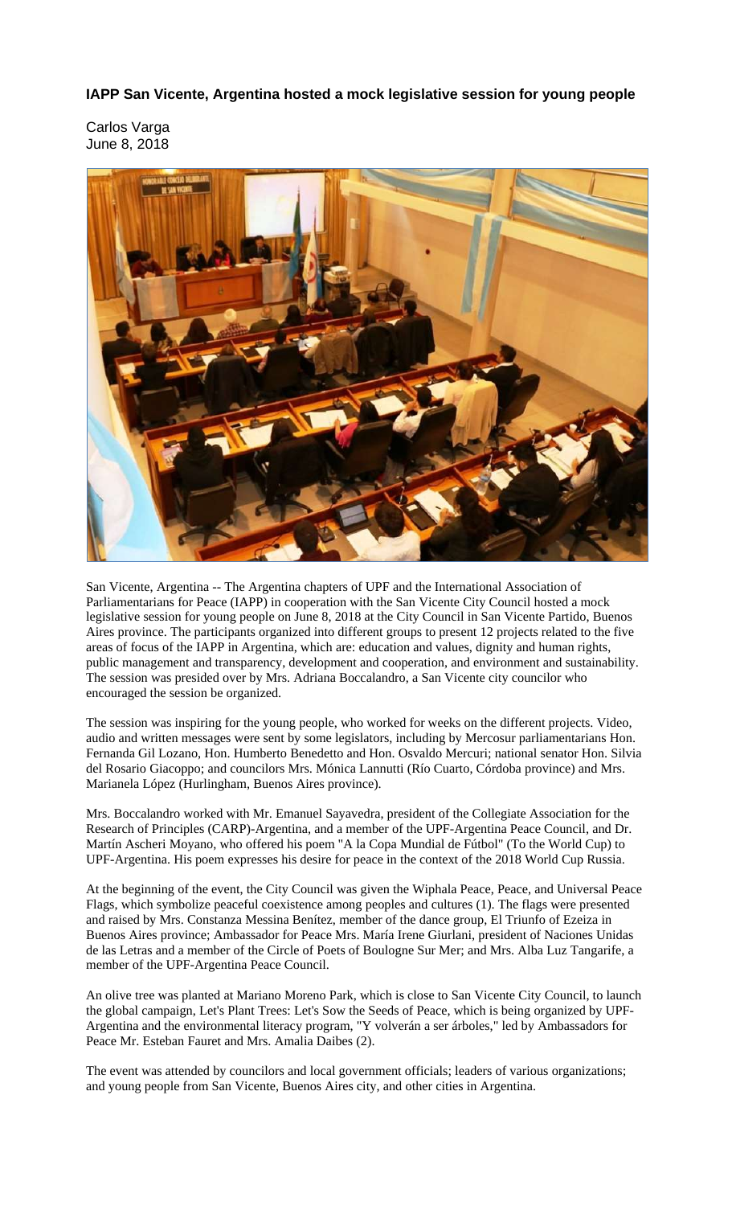**IAPP San Vicente, Argentina hosted a mock legislative session for young people**

Carlos Varga
June 8, 2018

San Vicente, Argentina -- The Argentina chapters of UPF and the International Association of Parliamentarians for Peace (IAPP) in cooperation with the San Vicente City Council hosted a mock legislative session for young people on June 8, 2018 at the City Council in San Vicente Partido, Buenos Aires province. The participants organized into different groups to present 12 projects related to the five areas of focus of the IAPP in Argentina, which are: education and values, dignity and human rights, public management and transparency, development and cooperation, and environment and sustainability. The session was presided over by Mrs. Adriana Boccalandro, a San Vicente city councilor who encouraged the session be organized.

The session was inspiring for the young people, who worked for weeks on the different projects. Video, audio and written messages were sent by some legislators, including by Mercosur parliamentarians Hon. Fernanda Gil Lozano, Hon. Humberto Benedetto and Hon. Osvaldo Mercuri; national senator Hon. Silvia del Rosario Giacoppo; and councilors Mrs. Mónica Lannutti (Río Cuarto, Córdoba province) and Mrs. Marianela López (Hurlingham, Buenos Aires province).

Mrs. Boccalandro worked with Mr. Emanuel Sayavedra, president of the Collegiate Association for the Research of Principles (CARP)-Argentina, and a member of the UPF-Argentina Peace Council, and Dr. Martín Ascheri Moyano, who offered his poem "A la Copa Mundial de Fútbol" (To the World Cup) to UPF-Argentina. His poem expresses his desire for peace in the context of the 2018 World Cup Russia.

At the beginning of the event, the City Council was given the Wiphala Peace, Peace, and Universal Peace Flags, which symbolize peaceful coexistence among peoples and cultures (1). The flags were presented and raised by Mrs. Constanza Messina Benítez, member of the dance group, El Triunfo of Ezeiza in Buenos Aires province; Ambassador for Peace Mrs. María Irene Giurlani, president of Naciones Unidas de las Letras and a member of the Circle of Poets of Boulogne Sur Mer; and Mrs. Alba Luz Tangarife, a member of the UPF-Argentina Peace Council.

An olive tree was planted at Mariano Moreno Park, which is close to San Vicente City Council, to launch the global campaign, Let's Plant Trees: Let's Sow the Seeds of Peace, which is being organized by UPF-Argentina and the environmental literacy program, "Y volverán a ser árboles," led by Ambassadors for Peace Mr. Esteban Fauret and Mrs. Amalia Daibes (2).

The event was attended by councilors and local government officials; leaders of various organizations; and young people from San Vicente, Buenos Aires city, and other cities in Argentina.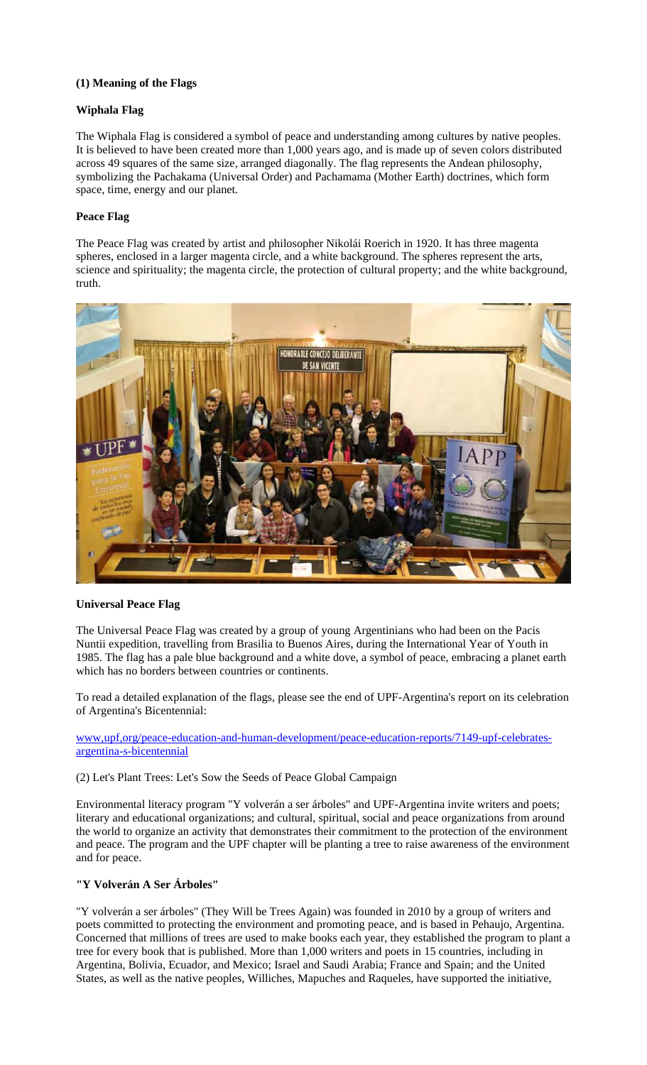**(1) Meaning of the Flags**

**Wiphala Flag**

The Wiphala Flag is considered a symbol of peace and understanding among cultures by native peoples. It is believed to have been created more than 1,000 years ago, and is made up of seven colors distributed across 49 squares of the same size, arranged diagonally. The flag represents the Andean philosophy, symbolizing the Pachakama (Universal Order) and Pachamama (Mother Earth) doctrines, which form space, time, energy and our planet.

**Peace Flag**

The Peace Flag was created by artist and philosopher Nikolái Roerich in 1920. It has three magenta spheres, enclosed in a larger magenta circle, and a white background. The spheres represent the arts, science and spirituality; the magenta circle, the protection of cultural property; and the white background, truth.

**Universal Peace Flag**

The Universal Peace Flag was created by a group of young Argentinians who had been on the Pacis Nuntii expedition, travelling from Brasilia to Buenos Aires, during the International Year of Youth in 1985. The flag has a pale blue background and a white dove, a symbol of peace, embracing a planet earth which has no borders between countries or continents.

To read a detailed explanation of the flags, please see the end of UPF-Argentina's report on its celebration of Argentina's Bicentennial:

www,upf,org/peace-education-and-human-development/peace-education-reports/7149-upf-celebrates-argentina-s-bicentennial

(2) Let's Plant Trees: Let's Sow the Seeds of Peace Global Campaign

Environmental literacy program "Y volverán a ser árboles" and UPF-Argentina invite writers and poets; literary and educational organizations; and cultural, spiritual, social and peace organizations from around the world to organize an activity that demonstrates their commitment to the protection of the environment and peace. The program and the UPF chapter will be planting a tree to raise awareness of the environment and for peace.

**"Y Volverán A Ser Árboles"**

"Y volverán a ser árboles" (They Will be Trees Again) was founded in 2010 by a group of writers and poets committed to protecting the environment and promoting peace, and is based in Pehaujo, Argentina. Concerned that millions of trees are used to make books each year, they established the program to plant a tree for every book that is published. More than 1,000 writers and poets in 15 countries, including in Argentina, Bolivia, Ecuador, and Mexico; Israel and Saudi Arabia; France and Spain; and the United States, as well as the native peoples, Williches, Mapuches and Raqueles, have supported the initiative,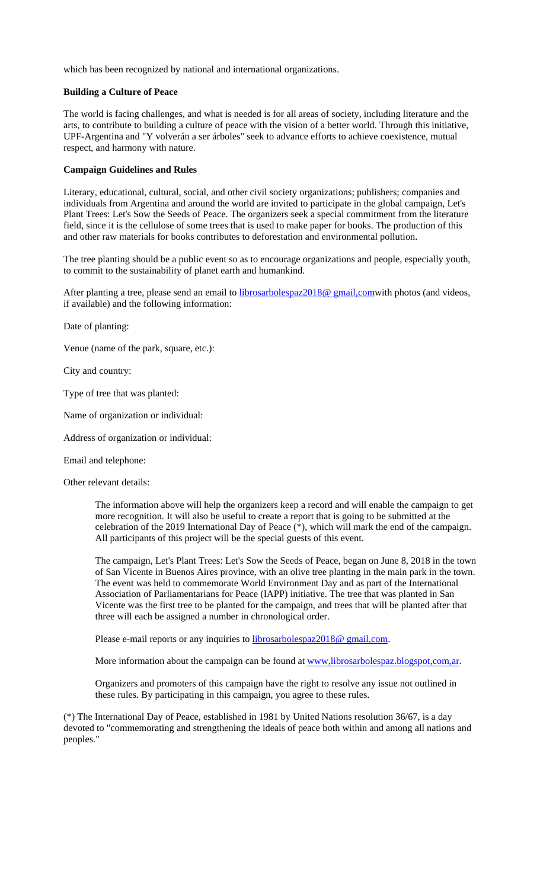which has been recognized by national and international organizations.

**Building a Culture of Peace**

The world is facing challenges, and what is needed is for all areas of society, including literature and the arts, to contribute to building a culture of peace with the vision of a better world. Through this initiative, UPF-Argentina and "Y volverán a ser árboles" seek to advance efforts to achieve coexistence, mutual respect, and harmony with nature.

**Campaign Guidelines and Rules**

Literary, educational, cultural, social, and other civil society organizations; publishers; companies and individuals from Argentina and around the world are invited to participate in the global campaign, Let's Plant Trees: Let's Sow the Seeds of Peace. The organizers seek a special commitment from the literature field, since it is the cellulose of some trees that is used to make paper for books. The production of this and other raw materials for books contributes to deforestation and environmental pollution.

The tree planting should be a public event so as to encourage organizations and people, especially youth, to commit to the sustainability of planet earth and humankind.

After planting a tree, please send an email to librosarbolespaz2018@ gmail,comwith photos (and videos, if available) and the following information:

Date of planting:

Venue (name of the park, square, etc.):

City and country:

Type of tree that was planted:

Name of organization or individual:

Address of organization or individual:

Email and telephone:

Other relevant details:

> The information above will help the organizers keep a record and will enable the campaign to get more recognition. It will also be useful to create a report that is going to be submitted at the celebration of the 2019 International Day of Peace (*), which will mark the end of the campaign. All participants of this project will be the special guests of this event.
>
> The campaign, Let's Plant Trees: Let's Sow the Seeds of Peace, began on June 8, 2018 in the town of San Vicente in Buenos Aires province, with an olive tree planting in the main park in the town. The event was held to commemorate World Environment Day and as part of the International Association of Parliamentarians for Peace (IAPP) initiative. The tree that was planted in San Vicente was the first tree to be planted for the campaign, and trees that will be planted after that three will each be assigned a number in chronological order.
>
> Please e-mail reports or any inquiries to librosarbolespaz2018@ gmail,com.
>
> More information about the campaign can be found at www,librosarbolespaz.blogspot,com,ar.
>
> Organizers and promoters of this campaign have the right to resolve any issue not outlined in these rules. By participating in this campaign, you agree to these rules.

(*) The International Day of Peace, established in 1981 by United Nations resolution 36/67, is a day devoted to "commemorating and strengthening the ideals of peace both within and among all nations and peoples."